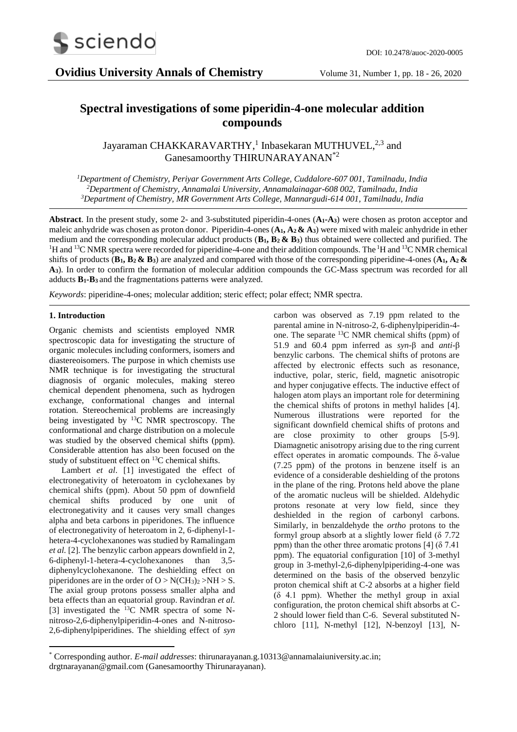# Spectral investigations of some piperidin-4-one molecular addition compounds

Jayaraman CHAKKARAVARTHY,[1] Inbasekaran MUTHUVEL,[2,3] and Ganesamoorthy THIRUNARAYANAN[*2]

[1]Department of Chemistry, Periyar Government Arts College, Cuddalore-607 001, Tamilnadu, India
[2]Department of Chemistry, Annamalai University, Annamalainagar-608 002, Tamilnadu, India
[3]Department of Chemistry, MR Government Arts College, Mannargudi-614 001, Tamilnadu, India

**Abstract**. In the present study, some 2- and 3-substituted piperidin-4-ones (**A1-A3**) were chosen as proton acceptor and maleic anhydride was chosen as proton donor. Piperidin-4-ones (**A1, A2 & A3**) were mixed with maleic anhydride in ether medium and the corresponding molecular adduct products (**B1, B2 & B3**) thus obtained were collected and purified. The $^{1}H$ and $^{13}C$ NMR spectra were recorded for piperidine-4-one and their addition compounds. The $^{1}H$ and $^{13}C$ NMR chemical shifts of products (**B1, B2 & B3**) are analyzed and compared with those of the corresponding piperidine-4-ones (**A1, A2 & A3**). In order to confirm the formation of molecular addition compounds the GC-Mass spectrum was recorded for all adducts **B1-B3** and the fragmentations patterns were analyzed.

*Keywords*: piperidine-4-ones; molecular addition; steric effect; polar effect; NMR spectra.

## 1. Introduction

Organic chemists and scientists employed NMR spectroscopic data for investigating the structure of organic molecules including conformers, isomers and diastereoisomers. The purpose in which chemists use NMR technique is for investigating the structural diagnosis of organic molecules, making stereo chemical dependent phenomena, such as hydrogen exchange, conformational changes and internal rotation. Stereochemical problems are increasingly being investigated by $^{13}C$ NMR spectroscopy. The conformational and charge distribution on a molecule was studied by the observed chemical shifts (ppm). Considerable attention has also been focused on the study of substituent effect on $^{13}C$ chemical shifts.

Lambert *et al*. [1] investigated the effect of electronegativity of heteroatom in cyclohexanes by chemical shifts (ppm). About 50 ppm of downfield chemical shifts produced by one unit of electronegativity and it causes very small changes alpha and beta carbons in piperidones. The influence of electronegativity of heteroatom in 2, 6-diphenyl-1-hetera-4-cyclohexanones was studied by Ramalingam *et al.* [2]. The benzylic carbon appears downfield in 2, 6-diphenyl-1-hetera-4-cyclohexanones than 3,5-diphenylcyclohexanone. The deshielding effect on piperidones are in the order of O > $N(CH_3)_2$ >NH > S. The axial group protons possess smaller alpha and beta effects than an equatorial group. Ravindran *et al.* [3] investigated the $^{13}C$ NMR spectra of some N-nitroso-2,6-diphenylpiperidin-4-ones and N-nitroso-2,6-diphenylpiperidines. The shielding effect of *syn* carbon was observed as 7.19 ppm related to the parental amine in N-nitroso-2, 6-diphenylpiperidin-4-one. The separate $^{13}C$ NMR chemical shifts (ppm) of 51.9 and 60.4 ppm inferred as *syn*-β and *anti*-β benzylic carbons. The chemical shifts of protons are affected by electronic effects such as resonance, inductive, polar, steric, field, magnetic anisotropic and hyper conjugative effects. The inductive effect of halogen atom plays an important role for determining the chemical shifts of protons in methyl halides [4]. Numerous illustrations were reported for the significant downfield chemical shifts of protons and are close proximity to other groups [5-9]. Diamagnetic anisotropy arising due to the ring current effect operates in aromatic compounds. The δ-value (7.25 ppm) of the protons in benzene itself is an evidence of a considerable deshielding of the protons in the plane of the ring. Protons held above the plane of the aromatic nucleus will be shielded. Aldehydic protons resonate at very low field, since they deshielded in the region of carbonyl carbons. Similarly, in benzaldehyde the *ortho* protons to the formyl group absorb at a slightly lower field (δ 7.72 ppm) than the other three aromatic protons [4] (δ 7.41 ppm). The equatorial configuration [10] of 3-methyl group in 3-methyl-2,6-diphenylpiperiding-4-one was determined on the basis of the observed benzylic proton chemical shift at C-2 absorbs at a higher field (δ 4.1 ppm). Whether the methyl group in axial configuration, the proton chemical shift absorbs at C-2 should lower field than C-6. Several substituted N-chloro [11], N-methyl [12], N-benzoyl [13], N-

---

[*] Corresponding author. *E-mail addresses*: thirunarayanan.g.10313@annamalaiuniversity.ac.in; drgtnarayanan@gmail.com (Ganesamoorthy Thirunarayanan).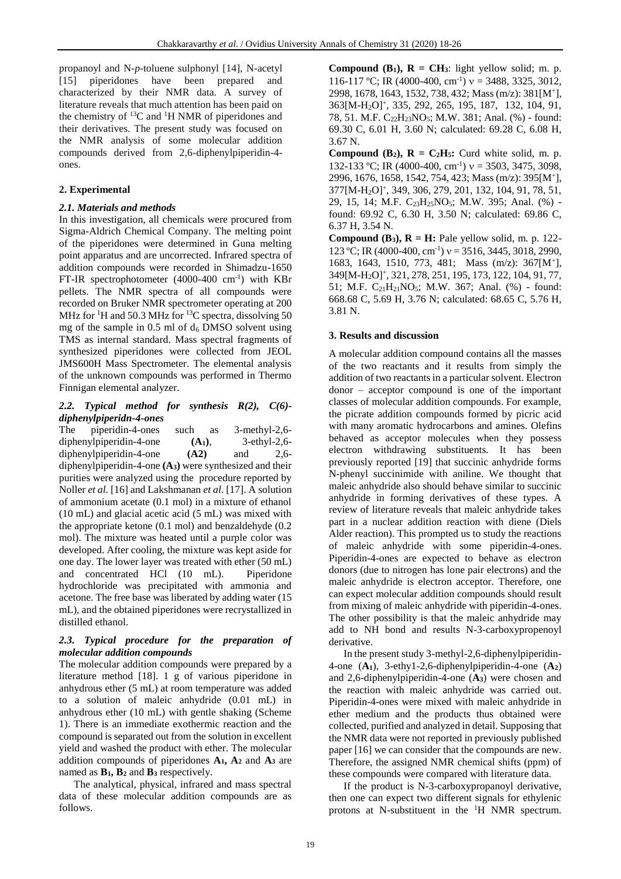propanoyl and N-*p*-toluene sulphonyl [14], N-acetyl [15] piperidones have been prepared and characterized by their NMR data. A survey of literature reveals that much attention has been paid on the chemistry of $^{13}$C and $^{1}$H NMR of piperidones and their derivatives. The present study was focused on the NMR analysis of some molecular addition compounds derived from 2,6-diphenylpiperidin-4-ones.

## 2. Experimental

### *2.1. Materials and methods*

In this investigation, all chemicals were procured from Sigma-Aldrich Chemical Company. The melting point of the piperidones were determined in Guna melting point apparatus and are uncorrected. Infrared spectra of addition compounds were recorded in Shimadzu-1650 FT-IR spectrophotometer (4000-400 cm$^{-1}$) with KBr pellets. The NMR spectra of all compounds were recorded on Bruker NMR spectrometer operating at 200 MHz for $^{1}$H and 50.3 MHz for $^{13}$C spectra, dissolving 50 mg of the sample in 0.5 ml of d$_6$ DMSO solvent using TMS as internal standard. Mass spectral fragments of synthesized piperidones were collected from JEOL JMS600H Mass Spectrometer. The elemental analysis of the unknown compounds was performed in Thermo Finnigan elemental analyzer.

### *2.2. Typical method for synthesis R(2), C(6)-diphenylpiperidn-4-ones*

The piperidin-4-ones such as 3-methyl-2,6-diphenylpiperidin-4-one **(A$_1$)**, 3-ethyl-2,6-diphenylpiperidin-4-one **(A2)** and 2,6-diphenylpiperidin-4-one **(A$_3$)** were synthesized and their purities were analyzed using the procedure reported by Noller *et al.* [16] and Lakshmanan *et al*. [17]. A solution of ammonium acetate (0.1 mol) in a mixture of ethanol (10 mL) and glacial acetic acid (5 mL) was mixed with the appropriate ketone (0.1 mol) and benzaldehyde (0.2 mol). The mixture was heated until a purple color was developed. After cooling, the mixture was kept aside for one day. The lower layer was treated with ether (50 mL) and concentrated HCl (10 mL). Piperidone hydrochloride was precipitated with ammonia and acetone. The free base was liberated by adding water (15 mL), and the obtained piperidones were recrystallized in distilled ethanol.

### *2.3. Typical procedure for the preparation of molecular addition compounds*

The molecular addition compounds were prepared by a literature method [18]. 1 g of various piperidone in anhydrous ether (5 mL) at room temperature was added to a solution of maleic anhydride (0.01 mL) in anhydrous ether (10 mL) with gentle shaking (Scheme 1). There is an immediate exothermic reaction and the compound is separated out from the solution in excellent yield and washed the product with ether. The molecular addition compounds of piperidones **A$_1$, A$_2$** and **A$_3$** are named as **B$_1$, B$_2$** and **B$_3$** respectively.

The analytical, physical, infrared and mass spectral data of these molecular addition compounds are as follows.

**Compound (B$_1$), R = CH$_3$**: light yellow solid; m. p. 116-117 ºC; IR (4000-400, cm$^{-1}$) ν = 3488, 3325, 3012, 2998, 1678, 1643, 1532, 738, 432; Mass (m/z): 381[M$^+$], 363[M-H$_2$O]$^+$, 335, 292, 265, 195, 187, 132, 104, 91, 78, 51. M.F. $C_{22}H_{23}NO_5$; M.W. 381; Anal. (%) - found: 69.30 C, 6.01 H, 3.60 N; calculated: 69.28 C, 6.08 H, 3.67 N.

**Compound (B$_2$), R = C$_2$H$_5$:** Curd white solid, m. p. 132-133 ºC; IR (4000-400, cm$^{-1}$) ν = 3503, 3475, 3098, 2996, 1676, 1658, 1542, 754, 423; Mass (m/z): 395[M$^+$], 377[M-H$_2$O]$^+$, 349, 306, 279, 201, 132, 104, 91, 78, 51, 29, 15, 14; M.F. $C_{23}H_{25}NO_5$; M.W. 395; Anal. (%) - found: 69.92 C, 6.30 H, 3.50 N; calculated: 69.86 C, 6.37 H, 3.54 N.

**Compound (B$_3$), R = H:** Pale yellow solid, m. p. 122-123 ºC; IR (4000-400, cm$^{-1}$) ν = 3516, 3445, 3018, 2990, 1683, 1643, 1510, 773, 481; Mass (m/z): 367[M$^+$], 349[M-H$_2$O]$^+$, 321, 278, 251, 195, 173, 122, 104, 91, 77, 51; M.F. $C_{21}H_{21}NO_5$; M.W. 367; Anal. (%) - found: 668.68 C, 5.69 H, 3.76 N; calculated: 68.65 C, 5.76 H, 3.81 N.

## 3. Results and discussion

A molecular addition compound contains all the masses of the two reactants and it results from simply the addition of two reactants in a particular solvent. Electron donor – acceptor compound is one of the important classes of molecular addition compounds. For example, the picrate addition compounds formed by picric acid with many aromatic hydrocarbons and amines. Olefins behaved as acceptor molecules when they possess electron withdrawing substituents. It has been previously reported [19] that succinic anhydride forms N-phenyl succinimide with aniline. We thought that maleic anhydride also should behave similar to succinic anhydride in forming derivatives of these types. A review of literature reveals that maleic anhydride takes part in a nuclear addition reaction with diene (Diels Alder reaction). This prompted us to study the reactions of maleic anhydride with some piperidin-4-ones. Piperidin-4-ones are expected to behave as electron donors (due to nitrogen has lone pair electrons) and the maleic anhydride is electron acceptor. Therefore, one can expect molecular addition compounds should result from mixing of maleic anhydride with piperidin-4-ones. The other possibility is that the maleic anhydride may add to NH bond and results N-3-carboxypropenoyl derivative.

In the present study 3-methyl-2,6-diphenylpiperidin-4-one (**A$_1$**), 3-ethy1-2,6-diphenylpiperidin-4-one (**A$_2$**) and 2,6-diphenylpiperidin-4-one (**A$_3$**) were chosen and the reaction with maleic anhydride was carried out. Piperidin-4-ones were mixed with maleic anhydride in ether medium and the products thus obtained were collected, purified and analyzed in detail. Supposing that the NMR data were not reported in previously published paper [16] we can consider that the compounds are new. Therefore, the assigned NMR chemical shifts (ppm) of these compounds were compared with literature data.

If the product is N-3-carboxypropanoyl derivative, then one can expect two different signals for ethylenic protons at N-substituent in the $^{1}$H NMR spectrum.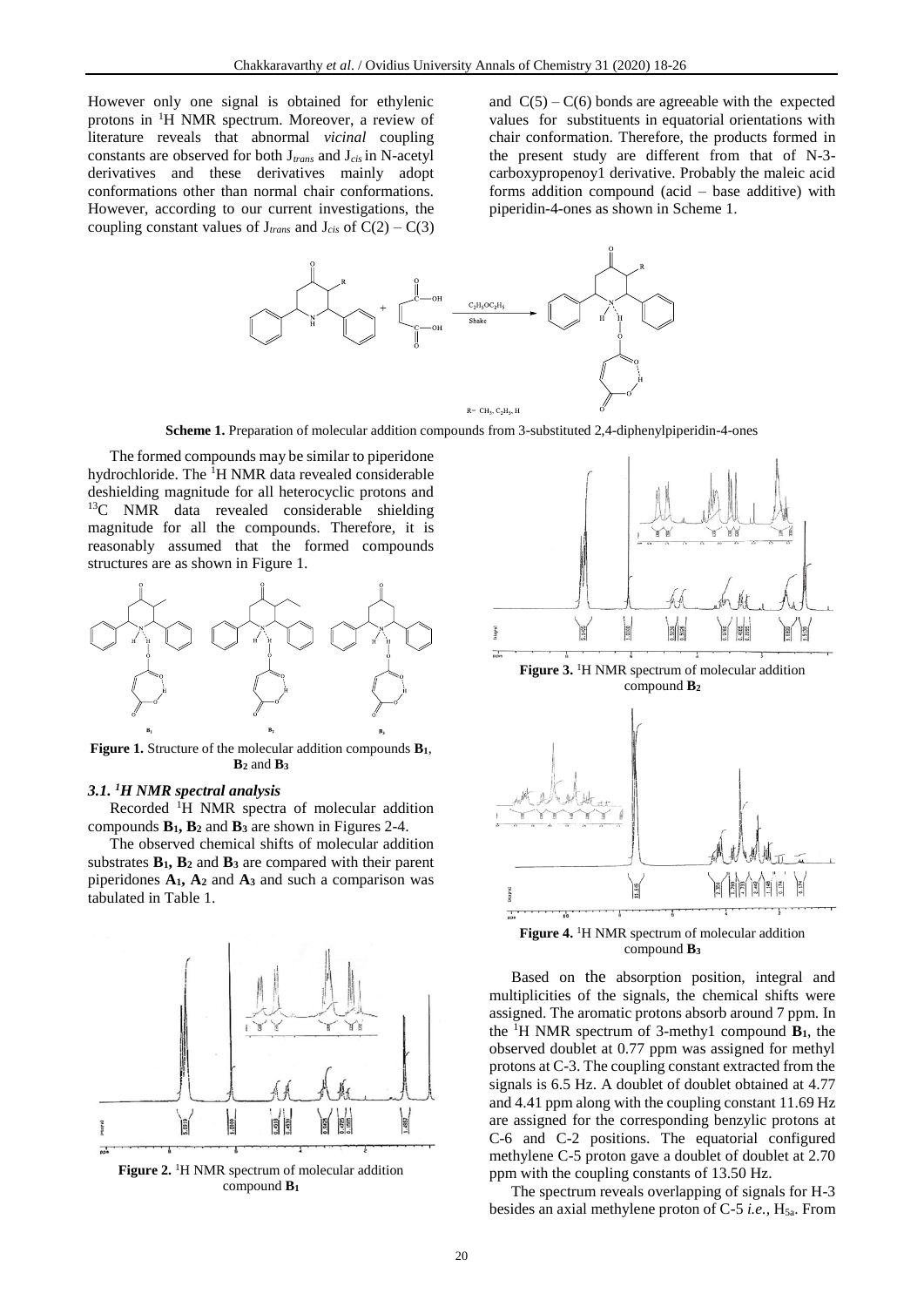However only one signal is obtained for ethylenic protons in [1]H NMR spectrum. Moreover, a review of literature reveals that abnormal *vicinal* coupling constants are observed for both $J_{trans}$ and $J_{cis}$ in N-acetyl derivatives and these derivatives mainly adopt conformations other than normal chair conformations. However, according to our current investigations, the coupling constant values of $J_{trans}$ and $J_{cis}$ of C(2) – C(3) and C(5) – C(6) bonds are agreeable with the expected values for substituents in equatorial orientations with chair conformation. Therefore, the products formed in the present study are different from that of N-3-carboxypropenoy1 derivative. Probably the maleic acid forms addition compound (acid – base additive) with piperidin-4-ones as shown in Scheme 1.

**Scheme 1.** Preparation of molecular addition compounds from 3-substituted 2,4-diphenylpiperidin-4-ones

The formed compounds may be similar to piperidone hydrochloride. The [1]H NMR data revealed considerable deshielding magnitude for all heterocyclic protons and [13]C NMR data revealed considerable shielding magnitude for all the compounds. Therefore, it is reasonably assumed that the formed compounds structures are as shown in Figure 1.

**Figure 1.** Structure of the molecular addition compounds $B_1$, $B_2$ and $B_3$

### 3.1. [1]H NMR spectral analysis

Recorded [1]H NMR spectra of molecular addition compounds $B_1$, $B_2$ and $B_3$ are shown in Figures 2-4.

The observed chemical shifts of molecular addition substrates $B_1$, $B_2$ and $B_3$ are compared with their parent piperidones $A_1$, $A_2$ and $A_3$ and such a comparison was tabulated in Table 1.

**Figure 2.** [1]H NMR spectrum of molecular addition compound $B_1$

**Figure 3.** [1]H NMR spectrum of molecular addition compound $B_2$

**Figure 4.** [1]H NMR spectrum of molecular addition compound $B_3$

Based on the absorption position, integral and multiplicities of the signals, the chemical shifts were assigned. The aromatic protons absorb around 7 ppm. In the [1]H NMR spectrum of 3-methy1 compound $B_1$, the observed doublet at 0.77 ppm was assigned for methyl protons at C-3. The coupling constant extracted from the signals is 6.5 Hz. A doublet of doublet obtained at 4.77 and 4.41 ppm along with the coupling constant 11.69 Hz are assigned for the corresponding benzylic protons at C-6 and C-2 positions. The equatorial configured methylene C-5 proton gave a doublet of doublet at 2.70 ppm with the coupling constants of 13.50 Hz.

The spectrum reveals overlapping of signals for H-3 besides an axial methylene proton of C-5 *i.e.*, $H_{5a}$. From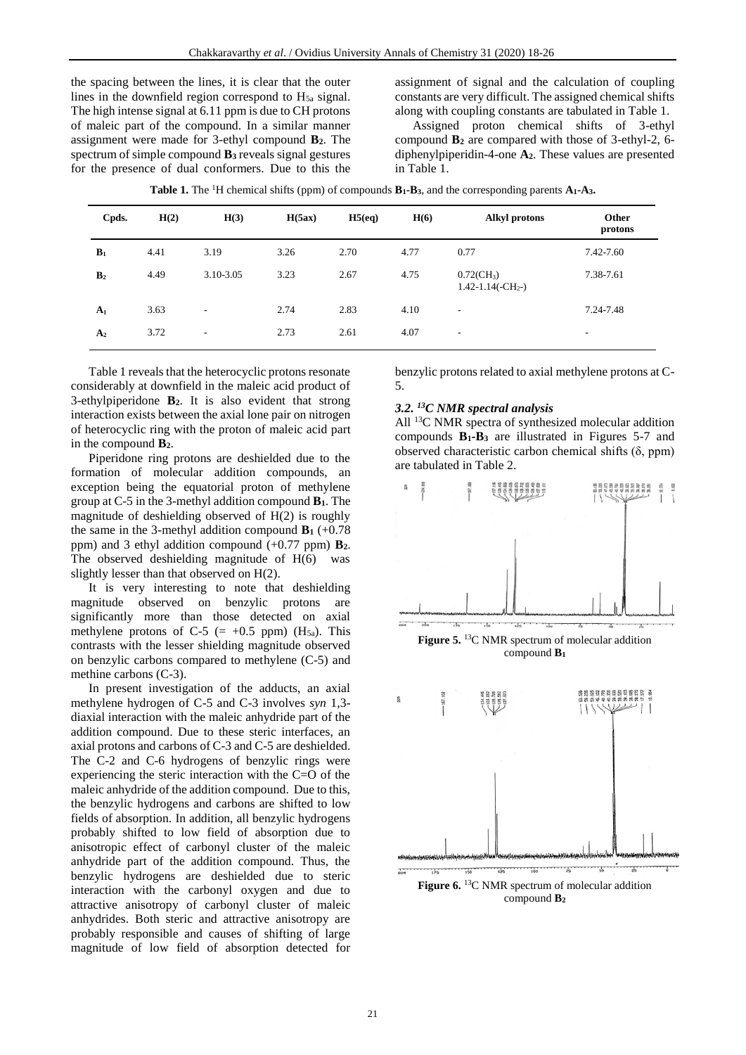the spacing between the lines, it is clear that the outer lines in the downfield region correspond to $H_{5a}$ signal. The high intense signal at 6.11 ppm is due to CH protons of maleic part of the compound. In a similar manner assignment were made for 3-ethyl compound **B₂**. The spectrum of simple compound **B₃** reveals signal gestures for the presence of dual conformers. Due to this the assignment of signal and the calculation of coupling constants are very difficult. The assigned chemical shifts along with coupling constants are tabulated in Table 1.

Assigned proton chemical shifts of 3-ethyl compound **B₂** are compared with those of 3-ethyl-2, 6-diphenylpiperidin-4-one **A₂**. These values are presented in Table 1.

**Table 1.** The [1]H chemical shifts (ppm) of compounds **B₁**-**B₃**, and the corresponding parents **A₁**-**A₃**.

| Cpds. | H(2) | H(3) | H(5ax) | H5(eq) | H(6) | Alkyl protons | Other protons |
|---|---|---|---|---|---|---|---|
| **B₁** | 4.41 | 3.19 | 3.26 | 2.70 | 4.77 | 0.77 | 7.42-7.60 |
| **B₂** | 4.49 | 3.10-3.05 | 3.23 | 2.67 | 4.75 | 0.72($CH_3$) 1.42-1.14(-$CH_2$-) | 7.38-7.61 |
| **A₁** | 3.63 | - | 2.74 | 2.83 | 4.10 | - | 7.24-7.48 |
| **A₂** | 3.72 | - | 2.73 | 2.61 | 4.07 | - | - |

Table 1 reveals that the heterocyclic protons resonate considerably at downfield in the maleic acid product of 3-ethylpiperidone **B₂**. It is also evident that strong interaction exists between the axial lone pair on nitrogen of heterocyclic ring with the proton of maleic acid part in the compound **B₂**.

Piperidone ring protons are deshielded due to the formation of molecular addition compounds, an exception being the equatorial proton of methylene group at C-5 in the 3-methyl addition compound **B₁**. The magnitude of deshielding observed of H(2) is roughly the same in the 3-methyl addition compound **B₁** (+0.78 ppm) and 3 ethyl addition compound (+0.77 ppm) **B₂**. The observed deshielding magnitude of H(6) was slightly lesser than that observed on H(2).

It is very interesting to note that deshielding magnitude observed on benzylic protons are significantly more than those detected on axial methylene protons of C-5 (= +0.5 ppm) ($H_{5a}$). This contrasts with the lesser shielding magnitude observed on benzylic carbons compared to methylene (C-5) and methine carbons (C-3).

In present investigation of the adducts, an axial methylene hydrogen of C-5 and C-3 involves *syn* 1,3-diaxial interaction with the maleic anhydride part of the addition compound. Due to these steric interfaces, an axial protons and carbons of C-3 and C-5 are deshielded. The C-2 and C-6 hydrogens of benzylic rings were experiencing the steric interaction with the C=O of the maleic anhydride of the addition compound. Due to this, the benzylic hydrogens and carbons are shifted to low fields of absorption. In addition, all benzylic hydrogens probably shifted to low field of absorption due to anisotropic effect of carbonyl cluster of the maleic anhydride part of the addition compound. Thus, the benzylic hydrogens are deshielded due to steric interaction with the carbonyl oxygen and due to attractive anisotropy of carbonyl cluster of maleic anhydrides. Both steric and attractive anisotropy are probably responsible and causes of shifting of large magnitude of low field of absorption detected for benzylic protons related to axial methylene protons at C-5.

### 3.2. [13]C NMR spectral analysis

All [13]C NMR spectra of synthesized molecular addition compounds **B₁**-**B₃** are illustrated in Figures 5-7 and observed characteristic carbon chemical shifts (δ, ppm) are tabulated in Table 2.

**Figure 5.** [13]C NMR spectrum of molecular addition compound **B₁**

**Figure 6.** [13]C NMR spectrum of molecular addition compound **B₂**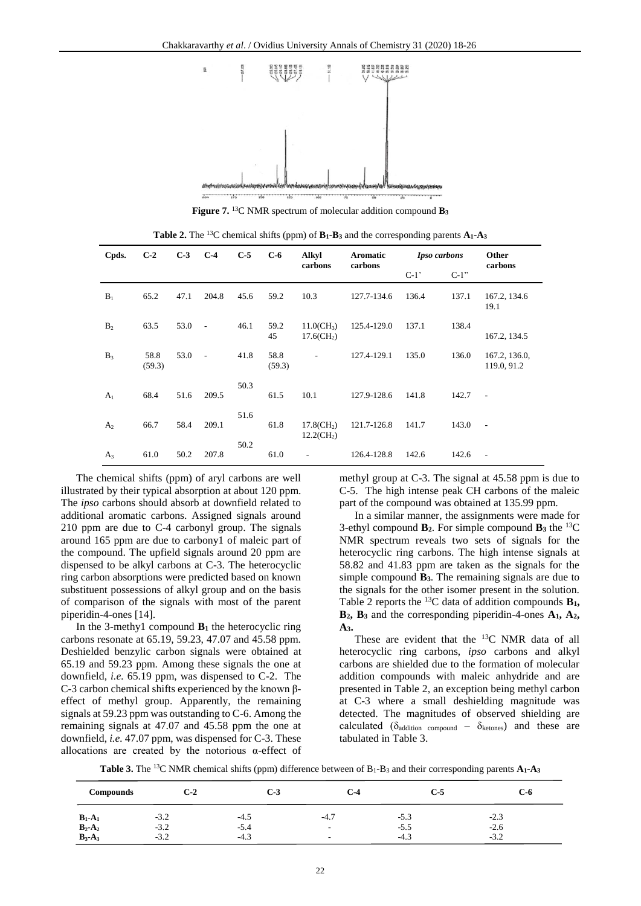**Figure 7.** $^{13}C$ NMR spectrum of molecular addition compound $B_3$

**Table 2.** The $^{13}C$ chemical shifts (ppm) of $B_1$-$B_3$ and the corresponding parents $A_1$-$A_3$

| Cpds. | C-2 | C-3 | C-4 | C-5 | C-6 | Alkyl carbons | Aromatic carbons | *Ipso carbons* | | Other carbons |
|---|---|---|---|---|---|---|---|---|---|---|
| | | | | | | | | C-1' | C-1" | |
| $B_1$ | 65.2 | 47.1 | 204.8 | 45.6 | 59.2 | 10.3 | 127.7-134.6 | 136.4 | 137.1 | 167.2, 134.6 19.1 |
| $B_2$ | 63.5 | 53.0 | - | 46.1 | 59.2 45 | 11.0($CH_3$) 17.6($CH_2$) | 125.4-129.0 | 137.1 | 138.4 | 167.2, 134.5 |
| $B_3$ | 58.8 (59.3) | 53.0 | - | 41.8 | 58.8 (59.3) | - | 127.4-129.1 | 135.0 | 136.0 | 167.2, 136.0, 119.0, 91.2 |
| $A_1$ | 68.4 | 51.6 | 209.5 | 50.3 | 61.5 | 10.1 | 127.9-128.6 | 141.8 | 142.7 | - |
| $A_2$ | 66.7 | 58.4 | 209.1 | 51.6 | 61.8 | 17.8($CH_2$) 12.2($CH_2$) | 121.7-126.8 | 141.7 | 143.0 | - |
| $A_3$ | 61.0 | 50.2 | 207.8 | 50.2 | 61.0 | - | 126.4-128.8 | 142.6 | 142.6 | - |

The chemical shifts (ppm) of aryl carbons are well illustrated by their typical absorption at about 120 ppm. The *ipso* carbons should absorb at downfield related to additional aromatic carbons. Assigned signals around 210 ppm are due to C-4 carbonyl group. The signals around 165 ppm are due to carbony1 of maleic part of the compound. The upfield signals around 20 ppm are dispensed to be alkyl carbons at C-3. The heterocyclic ring carbon absorptions were predicted based on known substituent possessions of alkyl group and on the basis of comparison of the signals with most of the parent piperidin-4-ones [14].

In the 3-methy1 compound $B_1$ the heterocyclic ring carbons resonate at 65.19, 59.23, 47.07 and 45.58 ppm. Deshielded benzylic carbon signals were obtained at 65.19 and 59.23 ppm. Among these signals the one at downfield, *i.e.* 65.19 ppm, was dispensed to C-2. The C-3 carbon chemical shifts experienced by the known β-effect of methyl group. Apparently, the remaining signals at 59.23 ppm was outstanding to C-6. Among the remaining signals at 47.07 and 45.58 ppm the one at downfield, *i.e.* 47.07 ppm, was dispensed for C-3. These allocations are created by the notorious α-effect of methyl group at C-3. The signal at 45.58 ppm is due to C-5. The high intense peak CH carbons of the maleic part of the compound was obtained at 135.99 ppm.

In a similar manner, the assignments were made for 3-ethyl compound $B_2$. For simple compound $B_3$ the $^{13}C$ NMR spectrum reveals two sets of signals for the heterocyclic ring carbons. The high intense signals at 58.82 and 41.83 ppm are taken as the signals for the simple compound $B_3$. The remaining signals are due to the signals for the other isomer present in the solution. Table 2 reports the $^{13}C$ data of addition compounds **$B_1$, $B_2$, $B_3$** and the corresponding piperidin-4-ones **$A_1$, $A_2$, $A_3$**.

These are evident that the $^{13}C$ NMR data of all heterocyclic ring carbons, *ipso* carbons and alkyl carbons are shielded due to the formation of molecular addition compounds with maleic anhydride and are presented in Table 2, an exception being methyl carbon at C-3 where a small deshielding magnitude was detected. The magnitudes of observed shielding are calculated ($\delta_{\text{addition compound}} - \delta_{\text{ketones}}$) and these are tabulated in Table 3.

**Table 3.** The $^{13}C$ NMR chemical shifts (ppm) difference between of $B_1$-$B_3$ and their corresponding parents $A_1$-$A_3$

| Compounds | C-2 | C-3 | C-4 | C-5 | C-6 |
|---|---|---|---|---|---|
| $B_1$-$A_1$ | -3.2 | -4.5 | -4.7 | -5.3 | -2.3 |
| $B_2$-$A_2$ | -3.2 | -5.4 | - | -5.5 | -2.6 |
| $B_3$-$A_3$ | -3.2 | -4.3 | - | -4.3 | -3.2 |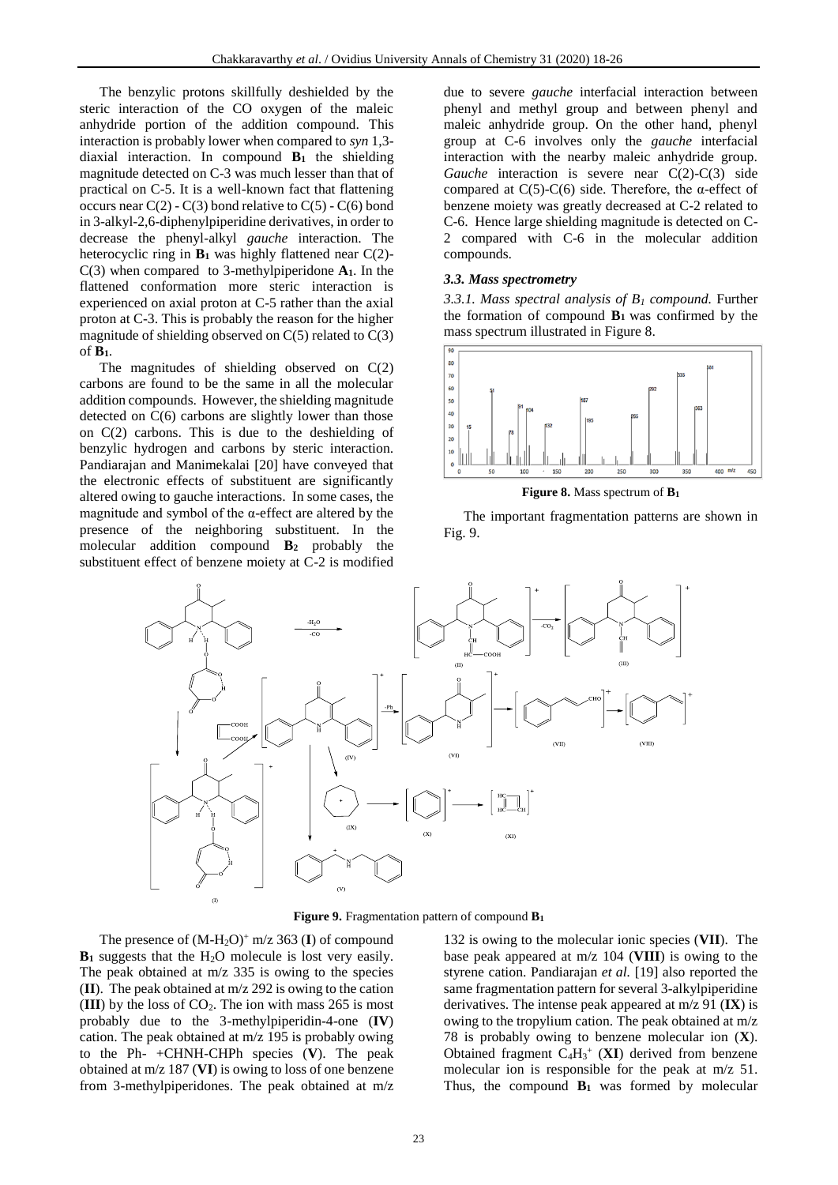The benzylic protons skillfully deshielded by the steric interaction of the CO oxygen of the maleic anhydride portion of the addition compound. This interaction is probably lower when compared to *syn* 1,3-diaxial interaction. In compound **B$_1$** the shielding magnitude detected on C-3 was much lesser than that of practical on C-5. It is a well-known fact that flattening occurs near C(2) - C(3) bond relative to C(5) - C(6) bond in 3-alkyl-2,6-diphenylpiperidine derivatives, in order to decrease the phenyl-alkyl *gauche* interaction. The heterocyclic ring in **B$_1$** was highly flattened near C(2)-C(3) when compared to 3-methylpiperidone **A$_1$**. In the flattened conformation more steric interaction is experienced on axial proton at C-5 rather than the axial proton at C-3. This is probably the reason for the higher magnitude of shielding observed on C(5) related to C(3) of **B$_1$**.

The magnitudes of shielding observed on C(2) carbons are found to be the same in all the molecular addition compounds. However, the shielding magnitude detected on C(6) carbons are slightly lower than those on C(2) carbons. This is due to the deshielding of benzylic hydrogen and carbons by steric interaction. Pandiarajan and Manimekalai [20] have conveyed that the electronic effects of substituent are significantly altered owing to gauche interactions. In some cases, the magnitude and symbol of the α-effect are altered by the presence of the neighboring substituent. In the molecular addition compound **B$_2$** probably the substituent effect of benzene moiety at C-2 is modified due to severe *gauche* interfacial interaction between phenyl and methyl group and between phenyl and maleic anhydride group. On the other hand, phenyl group at C-6 involves only the *gauche* interfacial interaction with the nearby maleic anhydride group. *Gauche* interaction is severe near C(2)-C(3) side compared at C(5)-C(6) side. Therefore, the α-effect of benzene moiety was greatly decreased at C-2 related to C-6. Hence large shielding magnitude is detected on C-2 compared with C-6 in the molecular addition compounds.

### *3.3. Mass spectrometry*

*3.3.1. Mass spectral analysis of $B_1$ compound.* Further the formation of compound **B$_1$** was confirmed by the mass spectrum illustrated in Figure 8.

**Figure 8.** Mass spectrum of **B$_1$**

The important fragmentation patterns are shown in Fig. 9.

**Figure 9.** Fragmentation pattern of compound **B$_1$**

The presence of $(M\text{-}H_2O)^+$ m/z 363 (**I**) of compound **B$_1$** suggests that the $H_2O$ molecule is lost very easily. The peak obtained at m/z 335 is owing to the species (**II**). The peak obtained at m/z 292 is owing to the cation (**III**) by the loss of $CO_2$. The ion with mass 265 is most probably due to the 3-methylpiperidin-4-one (**IV**) cation. The peak obtained at m/z 195 is probably owing to the Ph- +CHNH-CHPh species (**V**). The peak obtained at m/z 187 (**VI**) is owing to loss of one benzene from 3-methylpiperidones. The peak obtained at m/z 132 is owing to the molecular ionic species (**VII**). The base peak appeared at m/z 104 (**VIII**) is owing to the styrene cation. Pandiarajan *et al.* [19] also reported the same fragmentation pattern for several 3-alkylpiperidine derivatives. The intense peak appeared at m/z 91 (**IX**) is owing to the tropylium cation. The peak obtained at m/z 78 is probably owing to benzene molecular ion (**X**). Obtained fragment $C_4H_3^+$ (**XI**) derived from benzene molecular ion is responsible for the peak at m/z 51. Thus, the compound **B$_1$** was formed by molecular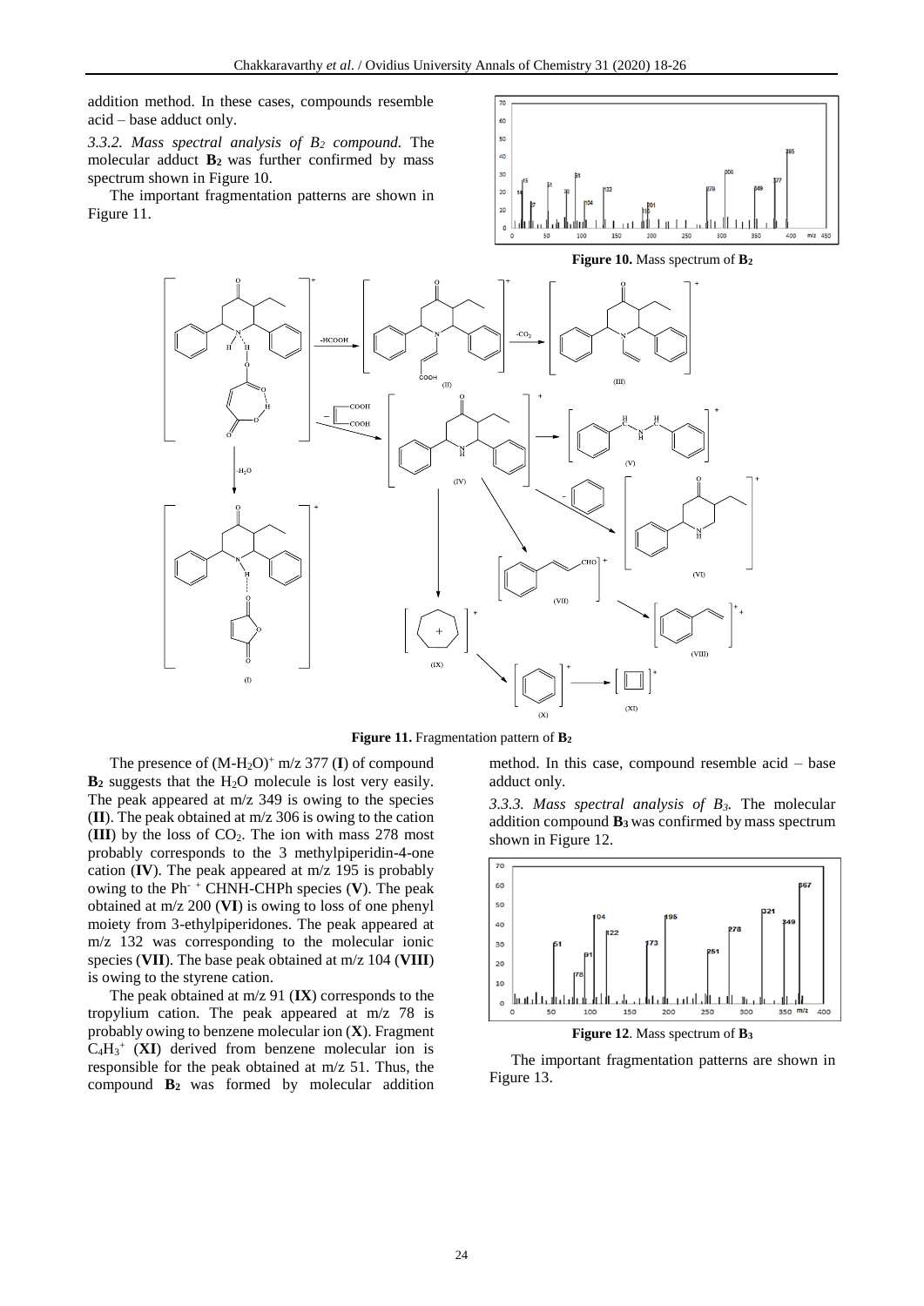addition method. In these cases, compounds resemble acid – base adduct only.

*3.3.2. Mass spectral analysis of $B_2$ compound.* The molecular adduct **$B_2$** was further confirmed by mass spectrum shown in Figure 10.

The important fragmentation patterns are shown in Figure 11.

**Figure 10.** Mass spectrum of **$B_2$**

**Figure 11.** Fragmentation pattern of **$B_2$**

The presence of $(M\text{-}H_2O)^+$ m/z 377 (**I**) of compound **$B_2$** suggests that the $H_2O$ molecule is lost very easily. The peak appeared at m/z 349 is owing to the species (**II**). The peak obtained at m/z 306 is owing to the cation (**III**) by the loss of $CO_2$. The ion with mass 278 most probably corresponds to the 3 methylpiperidin-4-one cation (**IV**). The peak appeared at m/z 195 is probably owing to the $Ph^{-}$ $^{+}$ CHNH-CHPh species (**V**). The peak obtained at m/z 200 (**VI**) is owing to loss of one phenyl moiety from 3-ethylpiperidones. The peak appeared at m/z 132 was corresponding to the molecular ionic species (**VII**). The base peak obtained at m/z 104 (**VIII**) is owing to the styrene cation.

The peak obtained at m/z 91 (**IX**) corresponds to the tropylium cation. The peak appeared at m/z 78 is probably owing to benzene molecular ion (**X**). Fragment $C_4H_3^+$ (**XI**) derived from benzene molecular ion is responsible for the peak obtained at m/z 51. Thus, the compound **$B_2$** was formed by molecular addition method. In this case, compound resemble acid – base adduct only.

*3.3.3. Mass spectral analysis of $B_3$.* The molecular addition compound **$B_3$** was confirmed by mass spectrum shown in Figure 12.

**Figure 12**. Mass spectrum of **$B_3$**

The important fragmentation patterns are shown in Figure 13.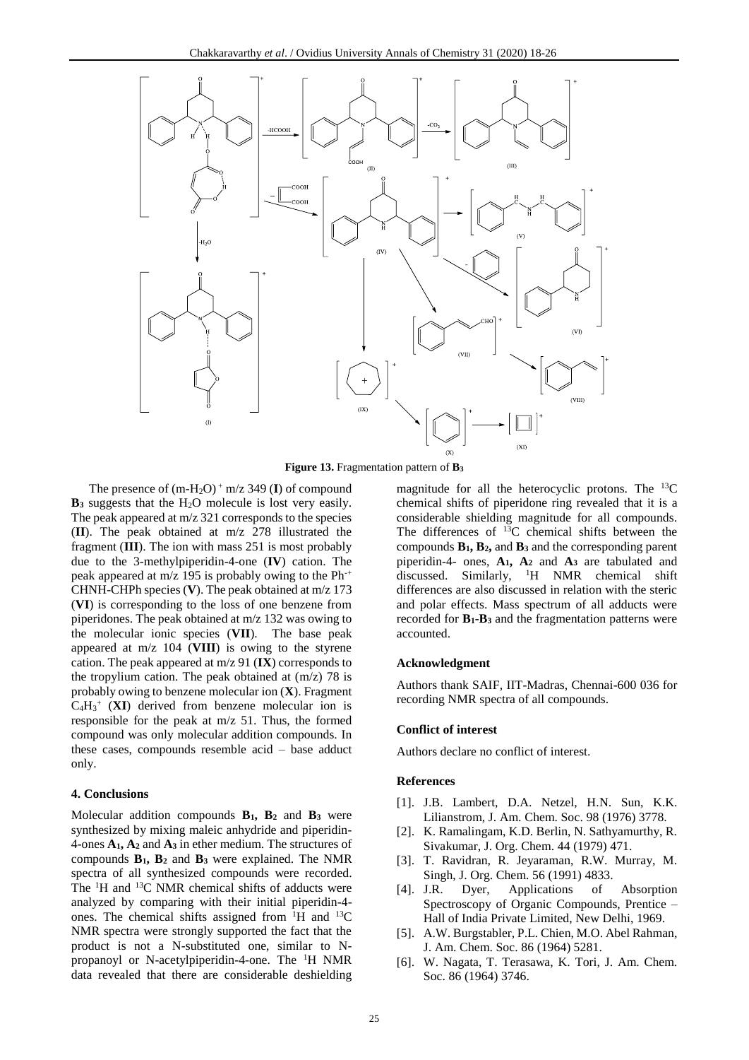**Figure 13.** Fragmentation pattern of $B_3$

The presence of $(m\text{-}H_2O)^+$ m/z 349 (**I**) of compound $B_3$ suggests that the $H_2O$ molecule is lost very easily. The peak appeared at m/z 321 corresponds to the species (**II**). The peak obtained at m/z 278 illustrated the fragment (**III**). The ion with mass 251 is most probably due to the 3-methylpiperidin-4-one (**IV**) cation. The peak appeared at m/z 195 is probably owing to the $Ph^{-+}$ CHNH-CHPh species (**V**). The peak obtained at m/z 173 (**VI**) is corresponding to the loss of one benzene from piperidones. The peak obtained at m/z 132 was owing to the molecular ionic species (**VII**). The base peak appeared at m/z 104 (**VIII**) is owing to the styrene cation. The peak appeared at m/z 91 (**IX**) corresponds to the tropylium cation. The peak obtained at (m/z) 78 is probably owing to benzene molecular ion (**X**). Fragment $C_4H_3^+$ (**XI**) derived from benzene molecular ion is responsible for the peak at m/z 51. Thus, the formed compound was only molecular addition compounds. In these cases, compounds resemble acid – base adduct only.

## 4. Conclusions

Molecular addition compounds $B_1$, $B_2$ and $B_3$ were synthesized by mixing maleic anhydride and piperidin-4-ones $A_1$, $A_2$ and $A_3$ in ether medium. The structures of compounds $B_1$, $B_2$ and $B_3$ were explained. The NMR spectra of all synthesized compounds were recorded. The $^1H$ and $^{13}C$ NMR chemical shifts of adducts were analyzed by comparing with their initial piperidin-4-ones. The chemical shifts assigned from $^1H$ and $^{13}C$ NMR spectra were strongly supported the fact that the product is not a N-substituted one, similar to N-propanoyl or N-acetylpiperidin-4-one. The $^1H$ NMR data revealed that there are considerable deshielding magnitude for all the heterocyclic protons. The $^{13}C$ chemical shifts of piperidone ring revealed that it is a considerable shielding magnitude for all compounds. The differences of $^{13}C$ chemical shifts between the compounds $B_1$, $B_2$, and $B_3$ and the corresponding parent piperidin-4- ones, $A_1$, $A_2$ and $A_3$ are tabulated and discussed. Similarly, $^1H$ NMR chemical shift differences are also discussed in relation with the steric and polar effects. Mass spectrum of all adducts were recorded for $B_1$-$B_3$ and the fragmentation patterns were accounted.

### Acknowledgment

Authors thank SAIF, IIT-Madras, Chennai-600 036 for recording NMR spectra of all compounds.

### Conflict of interest

Authors declare no conflict of interest.

### References

[1]. J.B. Lambert, D.A. Netzel, H.N. Sun, K.K. Lilianstrom, J. Am. Chem. Soc. 98 (1976) 3778.

[2]. K. Ramalingam, K.D. Berlin, N. Sathyamurthy, R. Sivakumar, J. Org. Chem. 44 (1979) 471.

[3]. T. Ravidran, R. Jeyaraman, R.W. Murray, M. Singh, J. Org. Chem. 56 (1991) 4833.

[4]. J.R. Dyer, Applications of Absorption Spectroscopy of Organic Compounds, Prentice – Hall of India Private Limited, New Delhi, 1969.

[5]. A.W. Burgstabler, P.L. Chien, M.O. Abel Rahman, J. Am. Chem. Soc. 86 (1964) 5281.

[6]. W. Nagata, T. Terasawa, K. Tori, J. Am. Chem. Soc. 86 (1964) 3746.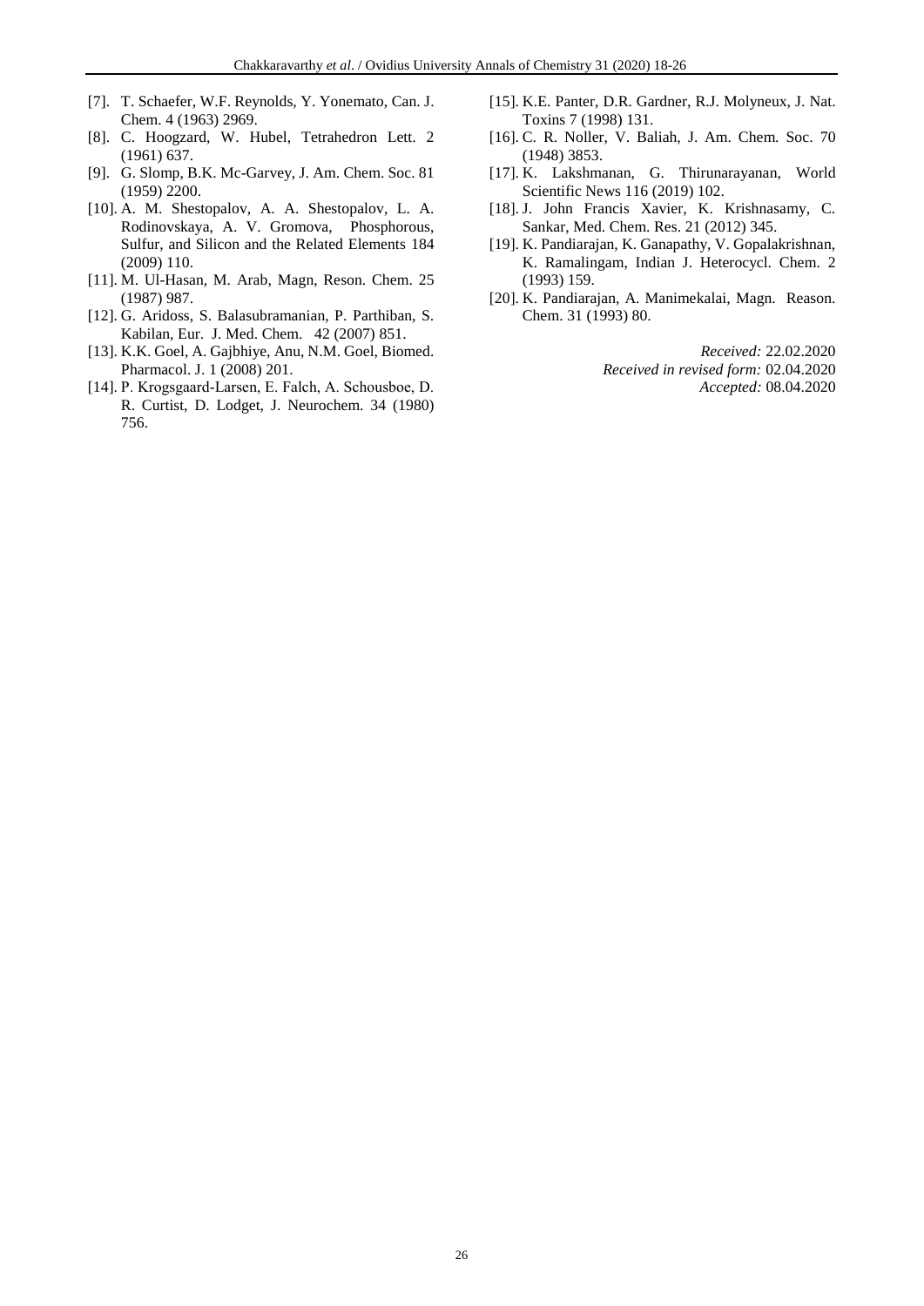[7]. T. Schaefer, W.F. Reynolds, Y. Yonemato, Can. J. Chem. 4 (1963) 2969.

[8]. C. Hoogzard, W. Hubel, Tetrahedron Lett. 2 (1961) 637.

[9]. G. Slomp, B.K. Mc-Garvey, J. Am. Chem. Soc. 81 (1959) 2200.

[10]. A. M. Shestopalov, A. A. Shestopalov, L. A. Rodinovskaya, A. V. Gromova, Phosphorous, Sulfur, and Silicon and the Related Elements 184 (2009) 110.

[11]. M. Ul-Hasan, M. Arab, Magn, Reson. Chem. 25 (1987) 987.

[12]. G. Aridoss, S. Balasubramanian, P. Parthiban, S. Kabilan, Eur. J. Med. Chem. 42 (2007) 851.

[13]. K.K. Goel, A. Gajbhiye, Anu, N.M. Goel, Biomed. Pharmacol. J. 1 (2008) 201.

[14]. P. Krogsgaard-Larsen, E. Falch, A. Schousboe, D. R. Curtist, D. Lodget, J. Neurochem. 34 (1980) 756.

[15]. K.E. Panter, D.R. Gardner, R.J. Molyneux, J. Nat. Toxins 7 (1998) 131.

[16]. C. R. Noller, V. Baliah, J. Am. Chem. Soc. 70 (1948) 3853.

[17]. K. Lakshmanan, G. Thirunarayanan, World Scientific News 116 (2019) 102.

[18]. J. John Francis Xavier, K. Krishnasamy, C. Sankar, Med. Chem. Res. 21 (2012) 345.

[19]. K. Pandiarajan, K. Ganapathy, V. Gopalakrishnan, K. Ramalingam, Indian J. Heterocycl. Chem. 2 (1993) 159.

[20]. K. Pandiarajan, A. Manimekalai, Magn. Reason. Chem. 31 (1993) 80.

*Received:* 22.02.2020
*Received in revised form:* 02.04.2020
*Accepted:* 08.04.2020